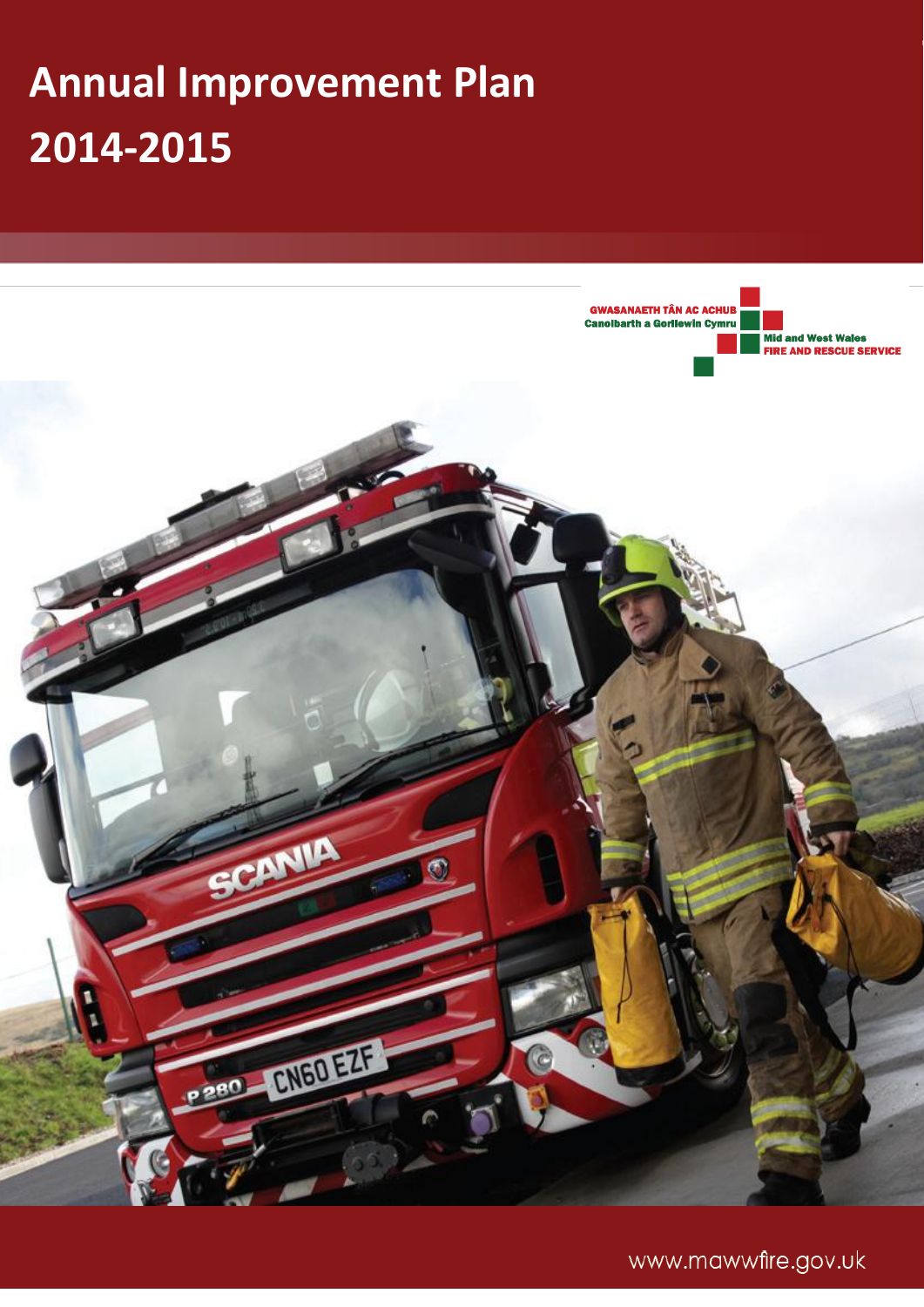# Annual Improvement Plan 2014-2015

GWASANAETH TÂN AC ACHUB Canolbarth a Gorllewin Cymru

Mid and West Wales FIRE AND RESCUE SERVICE

www.mawwfire.gov.uk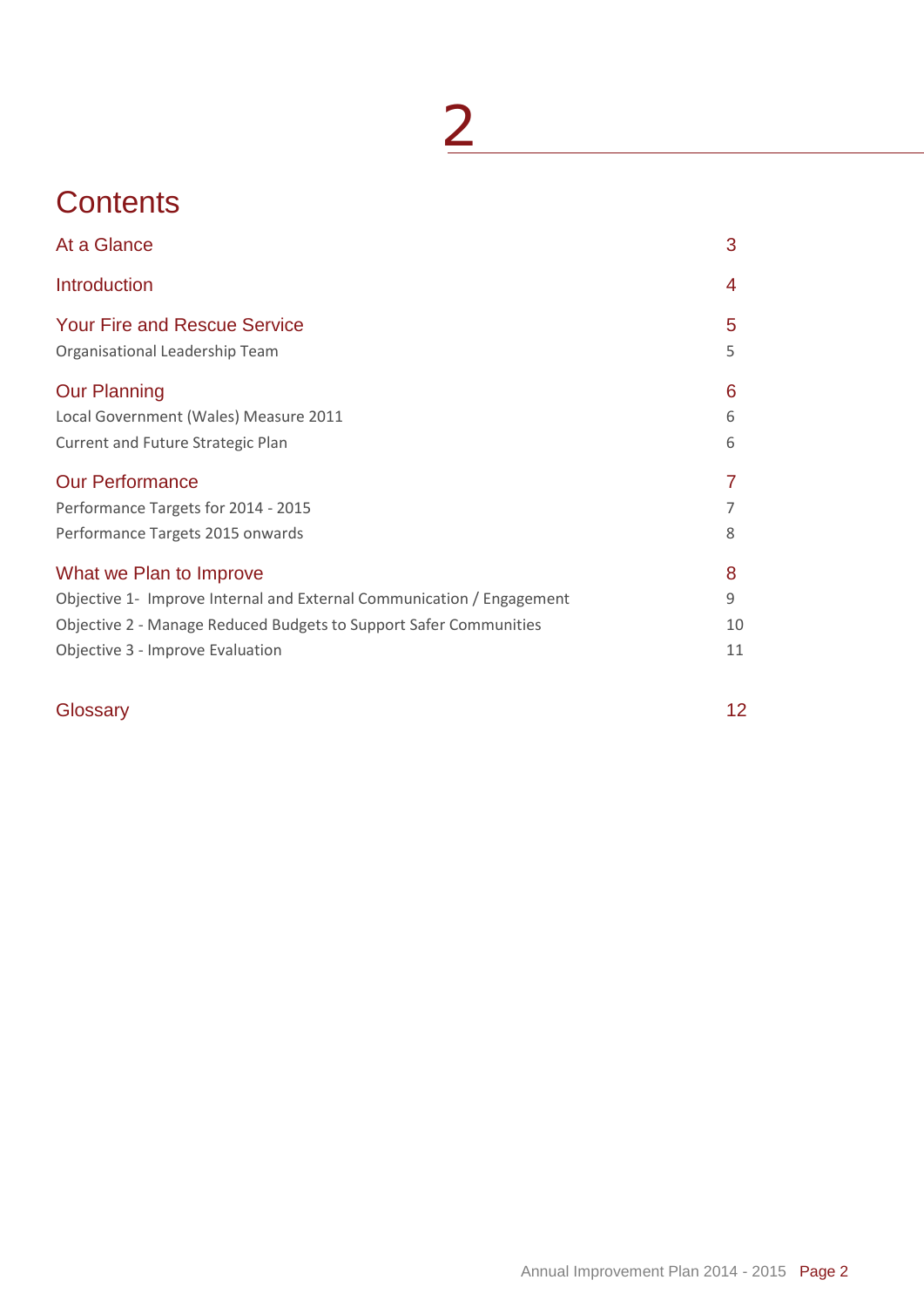# Contents

| | |
|---|---|
| **At a Glance** | **3** |
| **Introduction** | **4** |
| **Your Fire and Rescue Service** | **5** |
| Organisational Leadership Team | 5 |
| **Our Planning** | **6** |
| Local Government (Wales) Measure 2011 | 6 |
| Current and Future Strategic Plan | 6 |
| **Our Performance** | **7** |
| Performance Targets for 2014 - 2015 | 7 |
| Performance Targets 2015 onwards | 8 |
| **What we Plan to Improve** | **8** |
| Objective 1- Improve Internal and External Communication / Engagement | 9 |
| Objective 2 - Manage Reduced Budgets to Support Safer Communities | 10 |
| Objective 3 - Improve Evaluation | 11 |
| **Glossary** | **12** |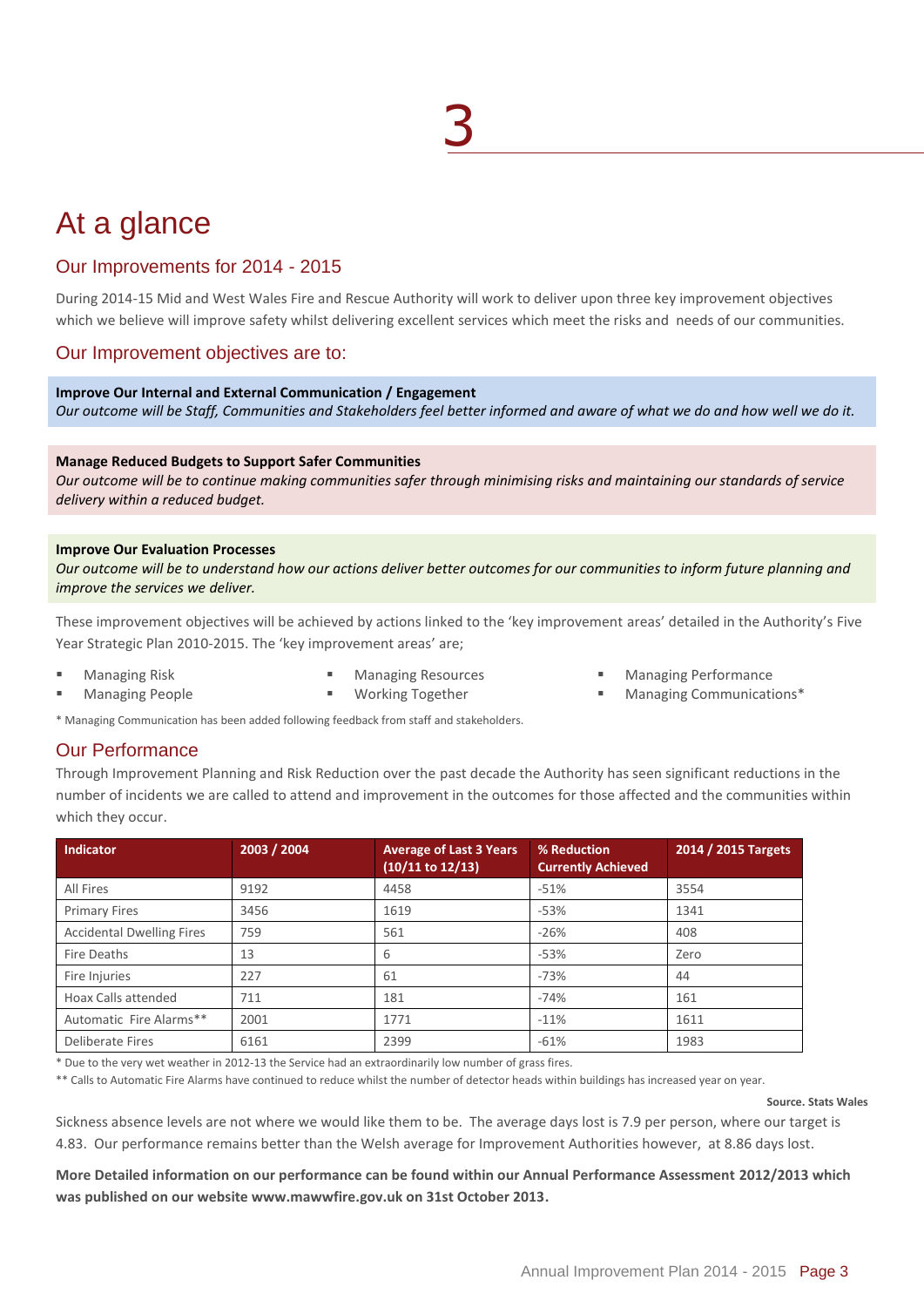# At a glance

## Our Improvements for 2014 - 2015

During 2014-15 Mid and West Wales Fire and Rescue Authority will work to deliver upon three key improvement objectives which we believe will improve safety whilst delivering excellent services which meet the risks and needs of our communities.

## Our Improvement objectives are to:

**Improve Our Internal and External Communication / Engagement**
*Our outcome will be Staff, Communities and Stakeholders feel better informed and aware of what we do and how well we do it.*

**Manage Reduced Budgets to Support Safer Communities**
*Our outcome will be to continue making communities safer through minimising risks and maintaining our standards of service delivery within a reduced budget.*

**Improve Our Evaluation Processes**
*Our outcome will be to understand how our actions deliver better outcomes for our communities to inform future planning and improve the services we deliver.*

These improvement objectives will be achieved by actions linked to the 'key improvement areas' detailed in the Authority's Five Year Strategic Plan 2010-2015. The 'key improvement areas' are;

- Managing Risk
- Managing People
- Managing Resources
- Working Together
- Managing Performance
- Managing Communications*

\* Managing Communication has been added following feedback from staff and stakeholders.

## Our Performance

Through Improvement Planning and Risk Reduction over the past decade the Authority has seen significant reductions in the number of incidents we are called to attend and improvement in the outcomes for those affected and the communities within which they occur.

| Indicator | 2003 / 2004 | Average of Last 3 Years (10/11 to 12/13) | % Reduction Currently Achieved | 2014 / 2015 Targets |
|---|---|---|---|---|
| All Fires | 9192 | 4458 | -51% | 3554 |
| Primary Fires | 3456 | 1619 | -53% | 1341 |
| Accidental Dwelling Fires | 759 | 561 | -26% | 408 |
| Fire Deaths | 13 | 6 | -53% | Zero |
| Fire Injuries | 227 | 61 | -73% | 44 |
| Hoax Calls attended | 711 | 181 | -74% | 161 |
| Automatic Fire Alarms** | 2001 | 1771 | -11% | 1611 |
| Deliberate Fires | 6161 | 2399 | -61% | 1983 |

\* Due to the very wet weather in 2012-13 the Service had an extraordinarily low number of grass fires.

\** Calls to Automatic Fire Alarms have continued to reduce whilst the number of detector heads within buildings has increased year on year.

**Source. Stats Wales**

Sickness absence levels are not where we would like them to be. The average days lost is 7.9 per person, where our target is 4.83. Our performance remains better than the Welsh average for Improvement Authorities however, at 8.86 days lost.

**More Detailed information on our performance can be found within our Annual Performance Assessment 2012/2013 which was published on our website www.mawwfire.gov.uk on 31st October 2013.**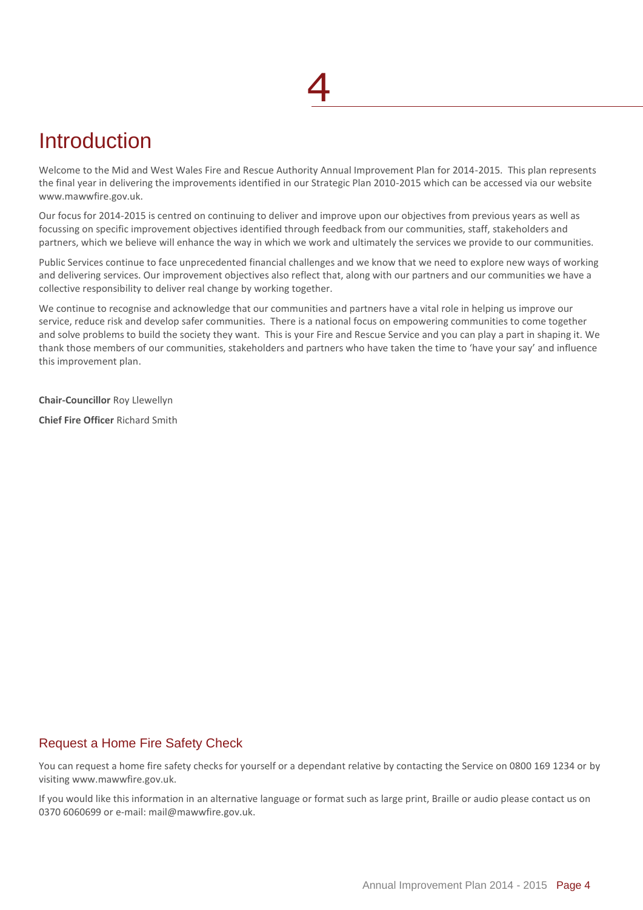# Introduction

Welcome to the Mid and West Wales Fire and Rescue Authority Annual Improvement Plan for 2014-2015. This plan represents the final year in delivering the improvements identified in our Strategic Plan 2010-2015 which can be accessed via our website www.mawwfire.gov.uk.

Our focus for 2014-2015 is centred on continuing to deliver and improve upon our objectives from previous years as well as focussing on specific improvement objectives identified through feedback from our communities, staff, stakeholders and partners, which we believe will enhance the way in which we work and ultimately the services we provide to our communities.

Public Services continue to face unprecedented financial challenges and we know that we need to explore new ways of working and delivering services. Our improvement objectives also reflect that, along with our partners and our communities we have a collective responsibility to deliver real change by working together.

We continue to recognise and acknowledge that our communities and partners have a vital role in helping us improve our service, reduce risk and develop safer communities. There is a national focus on empowering communities to come together and solve problems to build the society they want. This is your Fire and Rescue Service and you can play a part in shaping it. We thank those members of our communities, stakeholders and partners who have taken the time to 'have your say' and influence this improvement plan.

**Chair-Councillor** Roy Llewellyn

**Chief Fire Officer** Richard Smith

## Request a Home Fire Safety Check

You can request a home fire safety checks for yourself or a dependant relative by contacting the Service on 0800 169 1234 or by visiting www.mawwfire.gov.uk.

If you would like this information in an alternative language or format such as large print, Braille or audio please contact us on 0370 6060699 or e-mail: mail@mawwfire.gov.uk.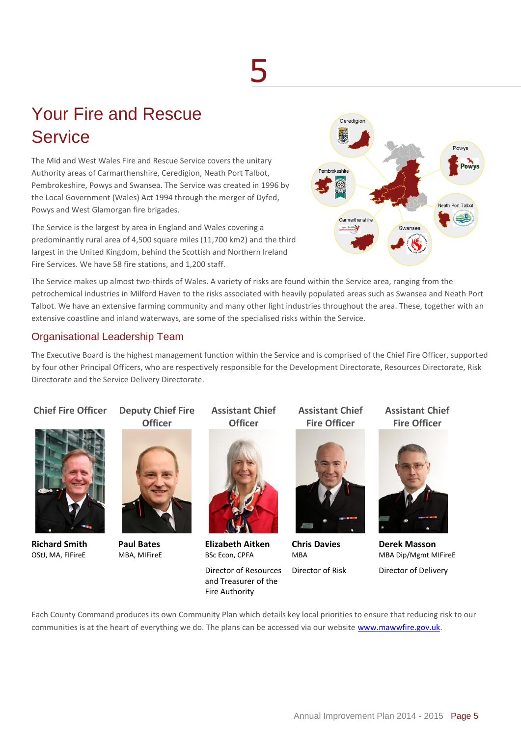# 5

# Your Fire and Rescue Service

The Mid and West Wales Fire and Rescue Service covers the unitary Authority areas of Carmarthenshire, Ceredigion, Neath Port Talbot, Pembrokeshire, Powys and Swansea. The Service was created in 1996 by the Local Government (Wales) Act 1994 through the merger of Dyfed, Powys and West Glamorgan fire brigades.

The Service is the largest by area in England and Wales covering a predominantly rural area of 4,500 square miles (11,700 km2) and the third largest in the United Kingdom, behind the Scottish and Northern Ireland Fire Services. We have 58 fire stations, and 1,200 staff.

The Service makes up almost two-thirds of Wales. A variety of risks are found within the Service area, ranging from the petrochemical industries in Milford Haven to the risks associated with heavily populated areas such as Swansea and Neath Port Talbot. We have an extensive farming community and many other light industries throughout the area. These, together with an extensive coastline and inland waterways, are some of the specialised risks within the Service.

## Organisational Leadership Team

The Executive Board is the highest management function within the Service and is comprised of the Chief Fire Officer, supported by four other Principal Officers, who are respectively responsible for the Development Directorate, Resources Directorate, Risk Directorate and the Service Delivery Directorate.

| Chief Fire Officer | Deputy Chief Fire Officer | Assistant Chief Officer | Assistant Chief Fire Officer | Assistant Chief Fire Officer |
|---|---|---|---|---|
| **Richard Smith**<br>OStJ, MA, FIFireE | **Paul Bates**<br>MBA, MIFireE | **Elizabeth Aitken**<br>BSc Econ, CPFA | **Chris Davies**<br>MBA | **Derek Masson**<br>MBA Dip/Mgmt MIFireE |
| | | Director of Resources and Treasurer of the Fire Authority | Director of Risk | Director of Delivery |

Each County Command produces its own Community Plan which details key local priorities to ensure that reducing risk to our communities is at the heart of everything we do. The plans can be accessed via our website www.mawwfire.gov.uk.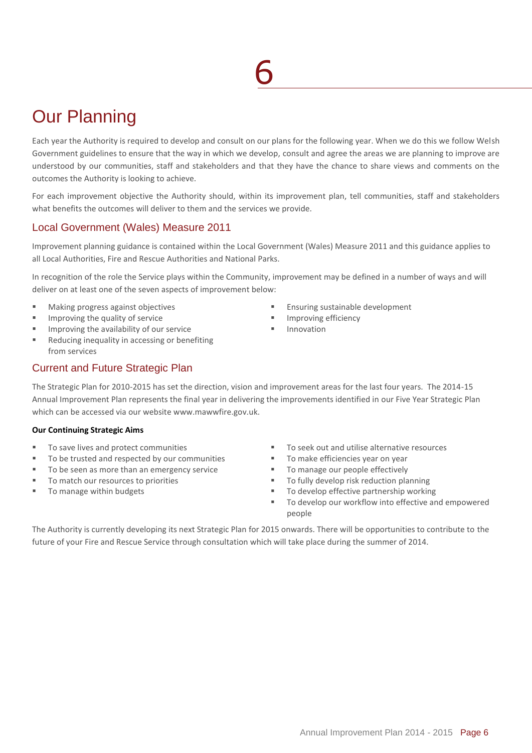# 6

# Our Planning

Each year the Authority is required to develop and consult on our plans for the following year. When we do this we follow Welsh Government guidelines to ensure that the way in which we develop, consult and agree the areas we are planning to improve are understood by our communities, staff and stakeholders and that they have the chance to share views and comments on the outcomes the Authority is looking to achieve.

For each improvement objective the Authority should, within its improvement plan, tell communities, staff and stakeholders what benefits the outcomes will deliver to them and the services we provide.

## Local Government (Wales) Measure 2011

Improvement planning guidance is contained within the Local Government (Wales) Measure 2011 and this guidance applies to all Local Authorities, Fire and Rescue Authorities and National Parks.

In recognition of the role the Service plays within the Community, improvement may be defined in a number of ways and will deliver on at least one of the seven aspects of improvement below:

- Making progress against objectives
- Improving the quality of service
- Improving the availability of our service
- Reducing inequality in accessing or benefiting from services
- Ensuring sustainable development
- Improving efficiency
- Innovation

## Current and Future Strategic Plan

The Strategic Plan for 2010-2015 has set the direction, vision and improvement areas for the last four years. The 2014-15 Annual Improvement Plan represents the final year in delivering the improvements identified in our Five Year Strategic Plan which can be accessed via our website www.mawwfire.gov.uk.

**Our Continuing Strategic Aims**

- To save lives and protect communities
- To be trusted and respected by our communities
- To be seen as more than an emergency service
- To match our resources to priorities
- To manage within budgets
- To seek out and utilise alternative resources
- To make efficiencies year on year
- To manage our people effectively
- To fully develop risk reduction planning
- To develop effective partnership working
- To develop our workflow into effective and empowered people

The Authority is currently developing its next Strategic Plan for 2015 onwards. There will be opportunities to contribute to the future of your Fire and Rescue Service through consultation which will take place during the summer of 2014.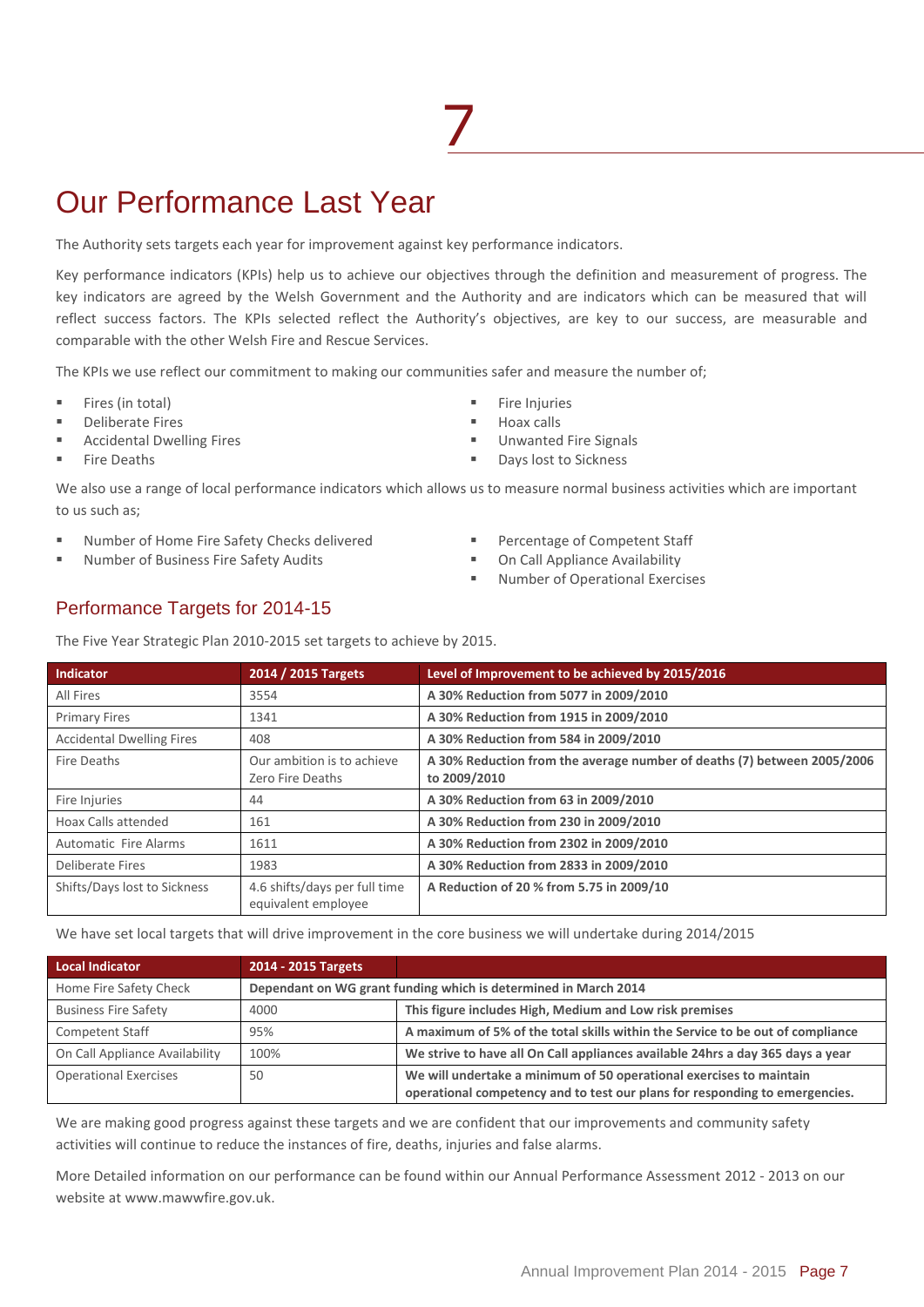# 7

# Our Performance Last Year

The Authority sets targets each year for improvement against key performance indicators.

Key performance indicators (KPIs) help us to achieve our objectives through the definition and measurement of progress. The key indicators are agreed by the Welsh Government and the Authority and are indicators which can be measured that will reflect success factors. The KPIs selected reflect the Authority's objectives, are key to our success, are measurable and comparable with the other Welsh Fire and Rescue Services.

The KPIs we use reflect our commitment to making our communities safer and measure the number of;

- Fires (in total)
- Deliberate Fires
- Accidental Dwelling Fires
- Fire Deaths
- Fire Injuries
- Hoax calls
- Unwanted Fire Signals
- Days lost to Sickness

We also use a range of local performance indicators which allows us to measure normal business activities which are important to us such as;

- Number of Home Fire Safety Checks delivered
- Number of Business Fire Safety Audits
- Percentage of Competent Staff
- On Call Appliance Availability
- Number of Operational Exercises

## Performance Targets for 2014-15

The Five Year Strategic Plan 2010-2015 set targets to achieve by 2015.

| Indicator | 2014 / 2015 Targets | Level of Improvement to be achieved by 2015/2016 |
|---|---|---|
| All Fires | 3554 | **A 30% Reduction from 5077 in 2009/2010** |
| Primary Fires | 1341 | **A 30% Reduction from 1915 in 2009/2010** |
| Accidental Dwelling Fires | 408 | **A 30% Reduction from 584 in 2009/2010** |
| Fire Deaths | Our ambition is to achieve Zero Fire Deaths | **A 30% Reduction from the average number of deaths (7) between 2005/2006 to 2009/2010** |
| Fire Injuries | 44 | **A 30% Reduction from 63 in 2009/2010** |
| Hoax Calls attended | 161 | **A 30% Reduction from 230 in 2009/2010** |
| Automatic Fire Alarms | 1611 | **A 30% Reduction from 2302 in 2009/2010** |
| Deliberate Fires | 1983 | **A 30% Reduction from 2833 in 2009/2010** |
| Shifts/Days lost to Sickness | 4.6 shifts/days per full time equivalent employee | **A Reduction of 20 % from 5.75 in 2009/10** |

We have set local targets that will drive improvement in the core business we will undertake during 2014/2015

| Local Indicator | 2014 - 2015 Targets | |
|---|---|---|
| Home Fire Safety Check | **Dependant on WG grant funding which is determined in March 2014** | |
| Business Fire Safety | 4000 | **This figure includes High, Medium and Low risk premises** |
| Competent Staff | 95% | **A maximum of 5% of the total skills within the Service to be out of compliance** |
| On Call Appliance Availability | 100% | **We strive to have all On Call appliances available 24hrs a day 365 days a year** |
| Operational Exercises | 50 | **We will undertake a minimum of 50 operational exercises to maintain operational competency and to test our plans for responding to emergencies.** |

We are making good progress against these targets and we are confident that our improvements and community safety activities will continue to reduce the instances of fire, deaths, injuries and false alarms.

More Detailed information on our performance can be found within our Annual Performance Assessment 2012 - 2013 on our website at www.mawwfire.gov.uk.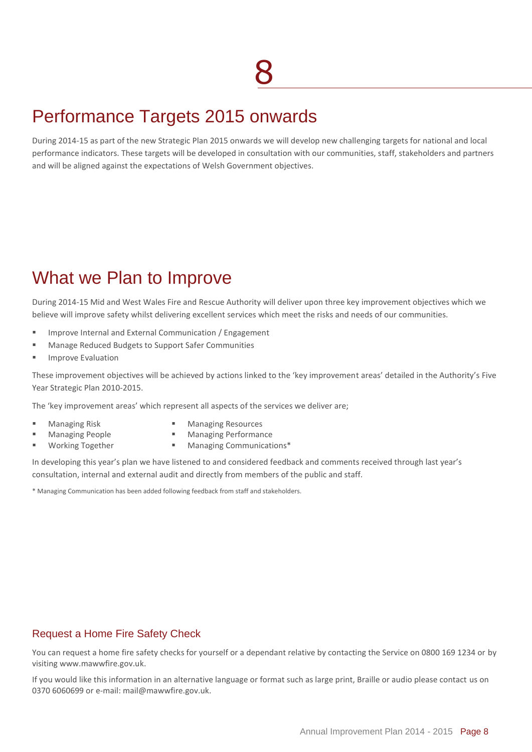# Performance Targets 2015 onwards

During 2014-15 as part of the new Strategic Plan 2015 onwards we will develop new challenging targets for national and local performance indicators. These targets will be developed in consultation with our communities, staff, stakeholders and partners and will be aligned against the expectations of Welsh Government objectives.

# What we Plan to Improve

During 2014-15 Mid and West Wales Fire and Rescue Authority will deliver upon three key improvement objectives which we believe will improve safety whilst delivering excellent services which meet the risks and needs of our communities.

- Improve Internal and External Communication / Engagement
- Manage Reduced Budgets to Support Safer Communities
- Improve Evaluation

These improvement objectives will be achieved by actions linked to the 'key improvement areas' detailed in the Authority's Five Year Strategic Plan 2010-2015.

The 'key improvement areas' which represent all aspects of the services we deliver are;

- Managing Risk
- Managing People
- Working Together
- Managing Resources
- Managing Performance
- Managing Communications*

In developing this year's plan we have listened to and considered feedback and comments received through last year's consultation, internal and external audit and directly from members of the public and staff.

* Managing Communication has been added following feedback from staff and stakeholders.

## Request a Home Fire Safety Check

You can request a home fire safety checks for yourself or a dependant relative by contacting the Service on 0800 169 1234 or by visiting www.mawwfire.gov.uk.

If you would like this information in an alternative language or format such as large print, Braille or audio please contact us on 0370 6060699 or e-mail: mail@mawwfire.gov.uk.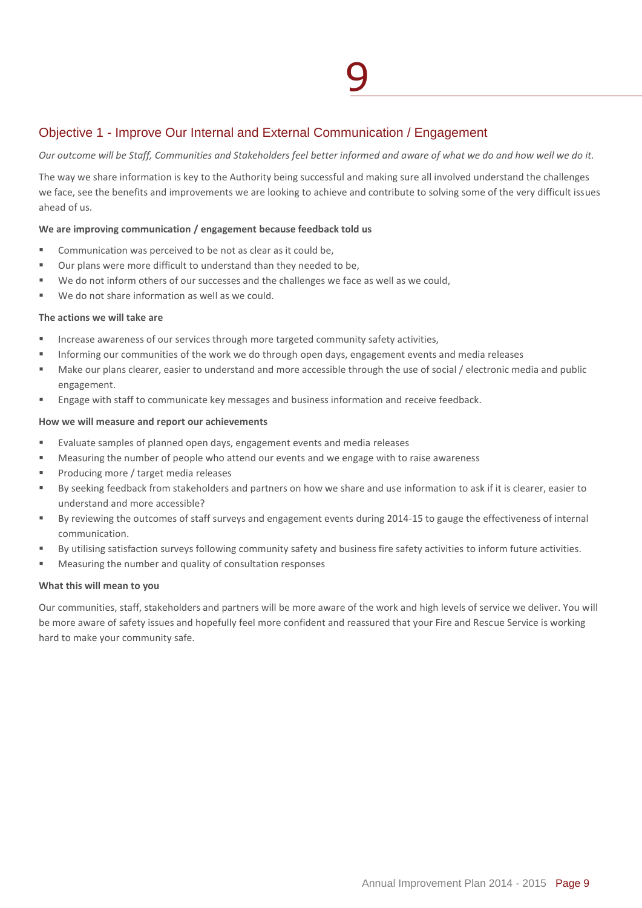## Objective 1 - Improve Our Internal and External Communication / Engagement

*Our outcome will be Staff, Communities and Stakeholders feel better informed and aware of what we do and how well we do it.*

The way we share information is key to the Authority being successful and making sure all involved understand the challenges we face, see the benefits and improvements we are looking to achieve and contribute to solving some of the very difficult issues ahead of us.

**We are improving communication / engagement because feedback told us**

- Communication was perceived to be not as clear as it could be,
- Our plans were more difficult to understand than they needed to be,
- We do not inform others of our successes and the challenges we face as well as we could,
- We do not share information as well as we could.

**The actions we will take are**

- Increase awareness of our services through more targeted community safety activities,
- Informing our communities of the work we do through open days, engagement events and media releases
- Make our plans clearer, easier to understand and more accessible through the use of social / electronic media and public engagement.
- Engage with staff to communicate key messages and business information and receive feedback.

**How we will measure and report our achievements**

- Evaluate samples of planned open days, engagement events and media releases
- Measuring the number of people who attend our events and we engage with to raise awareness
- Producing more / target media releases
- By seeking feedback from stakeholders and partners on how we share and use information to ask if it is clearer, easier to understand and more accessible?
- By reviewing the outcomes of staff surveys and engagement events during 2014-15 to gauge the effectiveness of internal communication.
- By utilising satisfaction surveys following community safety and business fire safety activities to inform future activities.
- Measuring the number and quality of consultation responses

**What this will mean to you**

Our communities, staff, stakeholders and partners will be more aware of the work and high levels of service we deliver. You will be more aware of safety issues and hopefully feel more confident and reassured that your Fire and Rescue Service is working hard to make your community safe.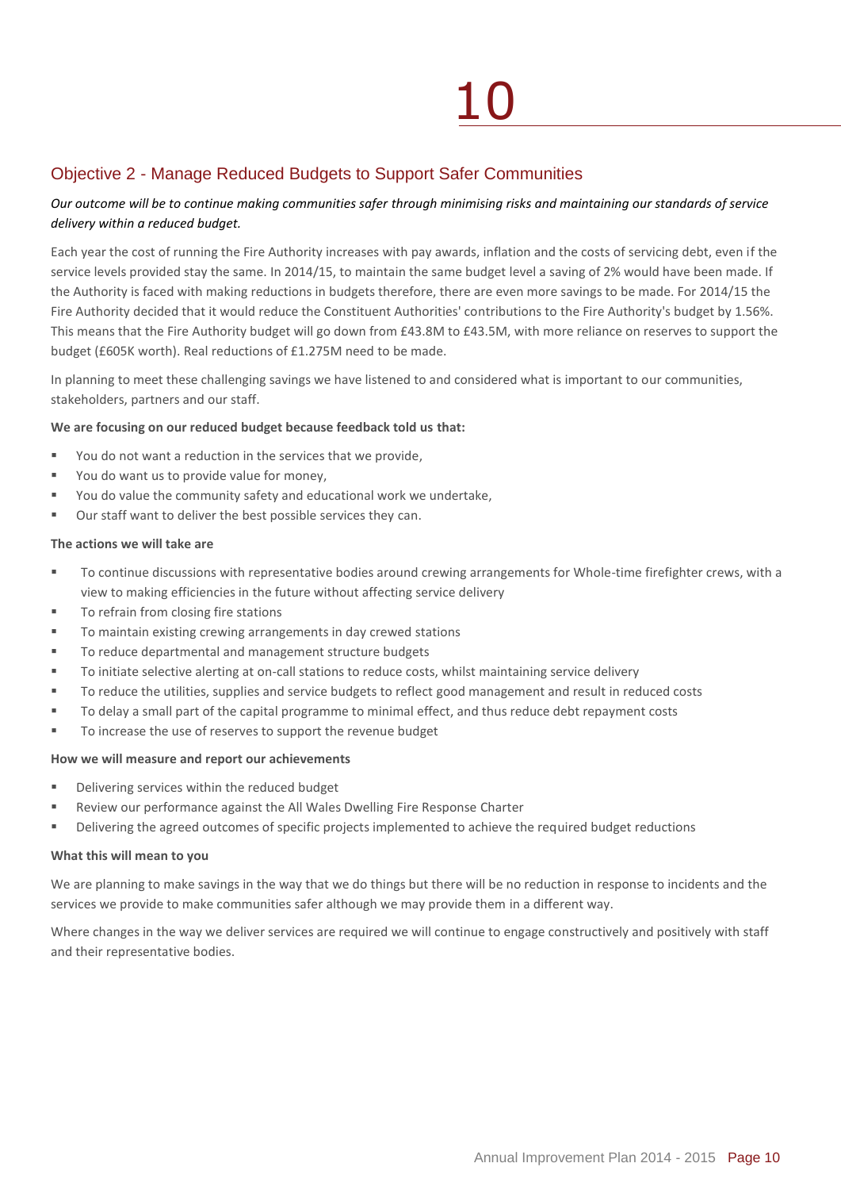## Objective 2 - Manage Reduced Budgets to Support Safer Communities

*Our outcome will be to continue making communities safer through minimising risks and maintaining our standards of service delivery within a reduced budget.*

Each year the cost of running the Fire Authority increases with pay awards, inflation and the costs of servicing debt, even if the service levels provided stay the same. In 2014/15, to maintain the same budget level a saving of 2% would have been made. If the Authority is faced with making reductions in budgets therefore, there are even more savings to be made. For 2014/15 the Fire Authority decided that it would reduce the Constituent Authorities' contributions to the Fire Authority's budget by 1.56%. This means that the Fire Authority budget will go down from £43.8M to £43.5M, with more reliance on reserves to support the budget (£605K worth). Real reductions of £1.275M need to be made.

In planning to meet these challenging savings we have listened to and considered what is important to our communities, stakeholders, partners and our staff.

**We are focusing on our reduced budget because feedback told us that:**

- You do not want a reduction in the services that we provide,
- You do want us to provide value for money,
- You do value the community safety and educational work we undertake,
- Our staff want to deliver the best possible services they can.

**The actions we will take are**

- To continue discussions with representative bodies around crewing arrangements for Whole-time firefighter crews, with a view to making efficiencies in the future without affecting service delivery
- To refrain from closing fire stations
- To maintain existing crewing arrangements in day crewed stations
- To reduce departmental and management structure budgets
- To initiate selective alerting at on-call stations to reduce costs, whilst maintaining service delivery
- To reduce the utilities, supplies and service budgets to reflect good management and result in reduced costs
- To delay a small part of the capital programme to minimal effect, and thus reduce debt repayment costs
- To increase the use of reserves to support the revenue budget

**How we will measure and report our achievements**

- Delivering services within the reduced budget
- Review our performance against the All Wales Dwelling Fire Response Charter
- Delivering the agreed outcomes of specific projects implemented to achieve the required budget reductions

**What this will mean to you**

We are planning to make savings in the way that we do things but there will be no reduction in response to incidents and the services we provide to make communities safer although we may provide them in a different way.

Where changes in the way we deliver services are required we will continue to engage constructively and positively with staff and their representative bodies.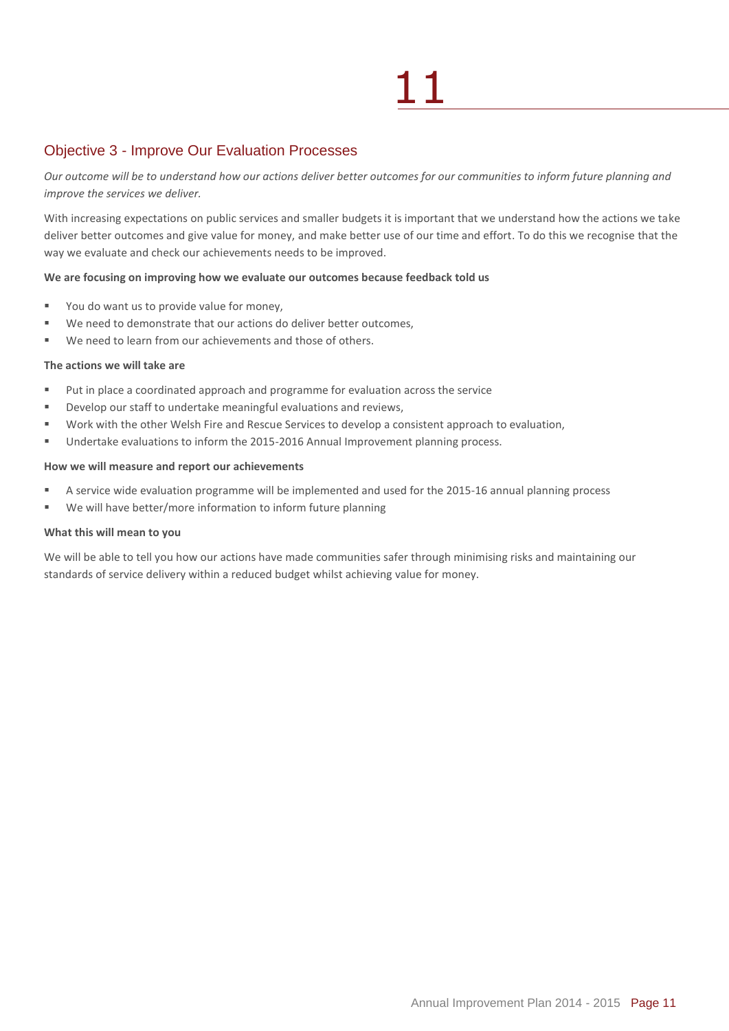## Objective 3 - Improve Our Evaluation Processes

*Our outcome will be to understand how our actions deliver better outcomes for our communities to inform future planning and improve the services we deliver.*

With increasing expectations on public services and smaller budgets it is important that we understand how the actions we take deliver better outcomes and give value for money, and make better use of our time and effort. To do this we recognise that the way we evaluate and check our achievements needs to be improved.

**We are focusing on improving how we evaluate our outcomes because feedback told us**

- You do want us to provide value for money,
- We need to demonstrate that our actions do deliver better outcomes,
- We need to learn from our achievements and those of others.

**The actions we will take are**

- Put in place a coordinated approach and programme for evaluation across the service
- Develop our staff to undertake meaningful evaluations and reviews,
- Work with the other Welsh Fire and Rescue Services to develop a consistent approach to evaluation,
- Undertake evaluations to inform the 2015-2016 Annual Improvement planning process.

**How we will measure and report our achievements**

- A service wide evaluation programme will be implemented and used for the 2015-16 annual planning process
- We will have better/more information to inform future planning

**What this will mean to you**

We will be able to tell you how our actions have made communities safer through minimising risks and maintaining our standards of service delivery within a reduced budget whilst achieving value for money.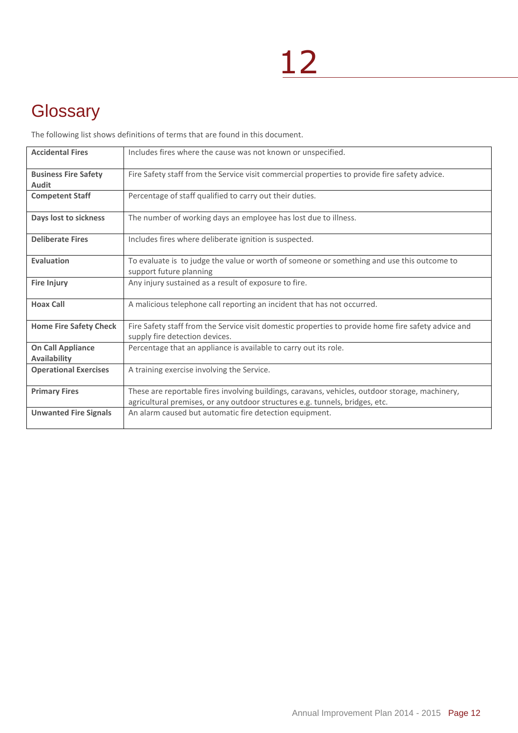12

# Glossary

The following list shows definitions of terms that are found in this document.

| | |
|---|---|
| **Accidental Fires** | Includes fires where the cause was not known or unspecified. |
| **Business Fire Safety Audit** | Fire Safety staff from the Service visit commercial properties to provide fire safety advice. |
| **Competent Staff** | Percentage of staff qualified to carry out their duties. |
| **Days lost to sickness** | The number of working days an employee has lost due to illness. |
| **Deliberate Fires** | Includes fires where deliberate ignition is suspected. |
| **Evaluation** | To evaluate is  to judge the value or worth of someone or something and use this outcome to support future planning |
| **Fire Injury** | Any injury sustained as a result of exposure to fire. |
| **Hoax Call** | A malicious telephone call reporting an incident that has not occurred. |
| **Home Fire Safety Check** | Fire Safety staff from the Service visit domestic properties to provide home fire safety advice and supply fire detection devices. |
| **On Call Appliance Availability** | Percentage that an appliance is available to carry out its role. |
| **Operational Exercises** | A training exercise involving the Service. |
| **Primary Fires** | These are reportable fires involving buildings, caravans, vehicles, outdoor storage, machinery, agricultural premises, or any outdoor structures e.g. tunnels, bridges, etc. |
| **Unwanted Fire Signals** | An alarm caused but automatic fire detection equipment. |